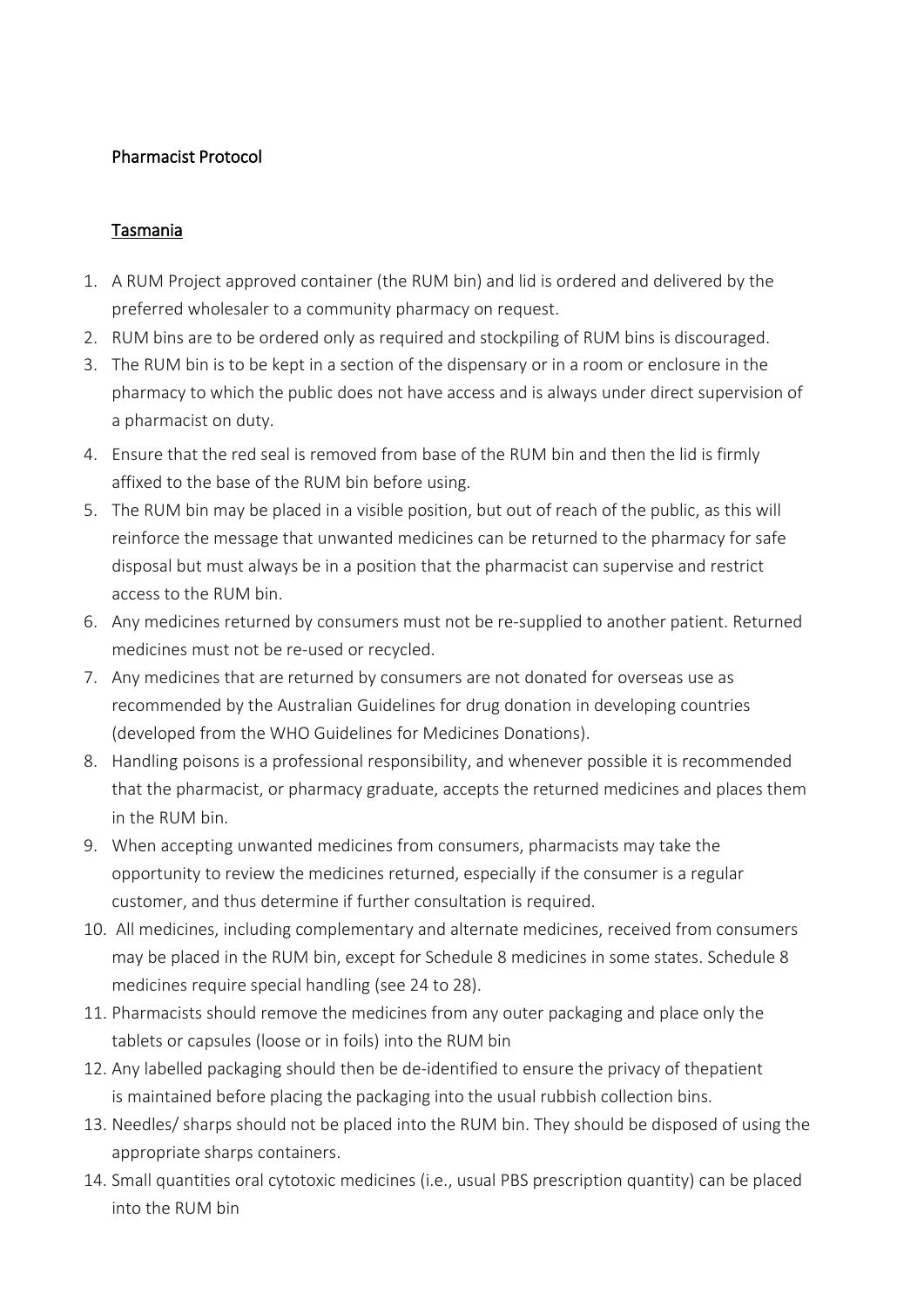## Pharmacist Protocol

### Tasmania

1. A RUM Project approved container (the RUM bin) and lid is ordered and delivered by the preferred wholesaler to a community pharmacy on request.
2. RUM bins are to be ordered only as required and stockpiling of RUM bins is discouraged.
3. The RUM bin is to be kept in a section of the dispensary or in a room or enclosure in the pharmacy to which the public does not have access and is always under direct supervision of a pharmacist on duty.
4. Ensure that the red seal is removed from base of the RUM bin and then the lid is firmly affixed to the base of the RUM bin before using.
5. The RUM bin may be placed in a visible position, but out of reach of the public, as this will reinforce the message that unwanted medicines can be returned to the pharmacy for safe disposal but must always be in a position that the pharmacist can supervise and restrict access to the RUM bin.
6. Any medicines returned by consumers must not be re-supplied to another patient. Returned medicines must not be re-used or recycled.
7. Any medicines that are returned by consumers are not donated for overseas use as recommended by the Australian Guidelines for drug donation in developing countries (developed from the WHO Guidelines for Medicines Donations).
8. Handling poisons is a professional responsibility, and whenever possible it is recommended that the pharmacist, or pharmacy graduate, accepts the returned medicines and places them in the RUM bin.
9. When accepting unwanted medicines from consumers, pharmacists may take the opportunity to review the medicines returned, especially if the consumer is a regular customer, and thus determine if further consultation is required.
10. All medicines, including complementary and alternate medicines, received from consumers may be placed in the RUM bin, except for Schedule 8 medicines in some states. Schedule 8 medicines require special handling (see 24 to 28).
11. Pharmacists should remove the medicines from any outer packaging and place only the tablets or capsules (loose or in foils) into the RUM bin
12. Any labelled packaging should then be de-identified to ensure the privacy of thepatient is maintained before placing the packaging into the usual rubbish collection bins.
13. Needles/ sharps should not be placed into the RUM bin. They should be disposed of using the appropriate sharps containers.
14. Small quantities oral cytotoxic medicines (i.e., usual PBS prescription quantity) can be placed into the RUM bin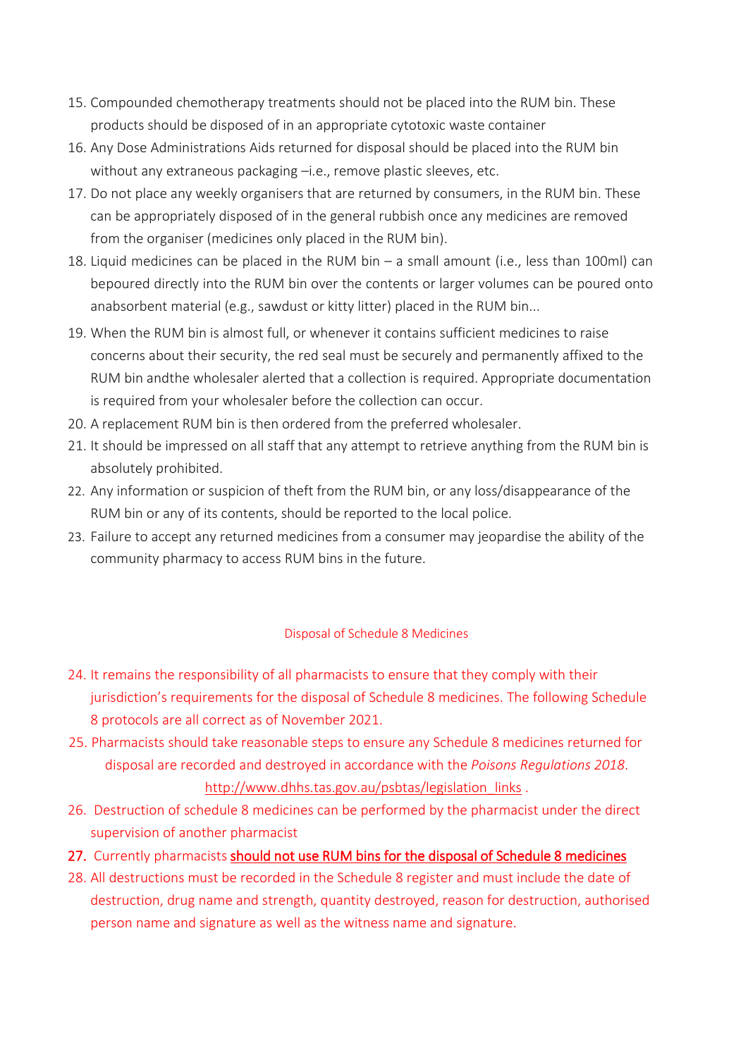15. Compounded chemotherapy treatments should not be placed into the RUM bin. These products should be disposed of in an appropriate cytotoxic waste container
16. Any Dose Administrations Aids returned for disposal should be placed into the RUM bin without any extraneous packaging –i.e., remove plastic sleeves, etc.
17. Do not place any weekly organisers that are returned by consumers, in the RUM bin. These can be appropriately disposed of in the general rubbish once any medicines are removed from the organiser (medicines only placed in the RUM bin).
18. Liquid medicines can be placed in the RUM bin – a small amount (i.e., less than 100ml) can bepoured directly into the RUM bin over the contents or larger volumes can be poured onto anabsorbent material (e.g., sawdust or kitty litter) placed in the RUM bin...
19. When the RUM bin is almost full, or whenever it contains sufficient medicines to raise concerns about their security, the red seal must be securely and permanently affixed to the RUM bin andthe wholesaler alerted that a collection is required. Appropriate documentation is required from your wholesaler before the collection can occur.
20. A replacement RUM bin is then ordered from the preferred wholesaler.
21. It should be impressed on all staff that any attempt to retrieve anything from the RUM bin is absolutely prohibited.
22. Any information or suspicion of theft from the RUM bin, or any loss/disappearance of the RUM bin or any of its contents, should be reported to the local police.
23. Failure to accept any returned medicines from a consumer may jeopardise the ability of the community pharmacy to access RUM bins in the future.

## Disposal of Schedule 8 Medicines

24. It remains the responsibility of all pharmacists to ensure that they comply with their jurisdiction's requirements for the disposal of Schedule 8 medicines. The following Schedule 8 protocols are all correct as of November 2021.
25. Pharmacists should take reasonable steps to ensure any Schedule 8 medicines returned for disposal are recorded and destroyed in accordance with the *Poisons Regulations 2018*. http://www.dhhs.tas.gov.au/psbtas/legislation_links .
26. Destruction of schedule 8 medicines can be performed by the pharmacist under the direct supervision of another pharmacist
27. Currently pharmacists **should not use RUM bins for the disposal of Schedule 8 medicines**
28. All destructions must be recorded in the Schedule 8 register and must include the date of destruction, drug name and strength, quantity destroyed, reason for destruction, authorised person name and signature as well as the witness name and signature.